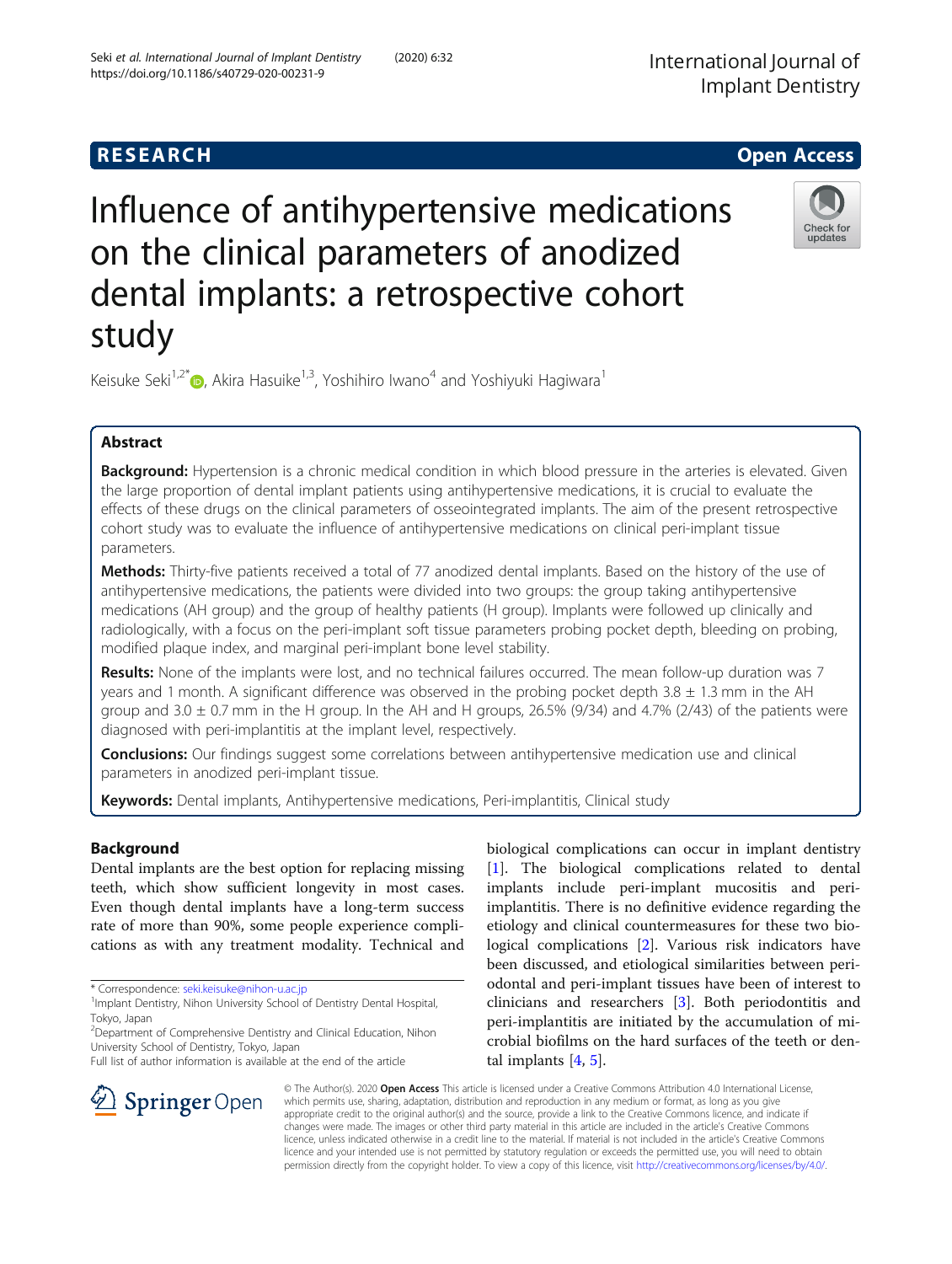**RESEARCH** **Open Access**

# Influence of antihypertensive medications on the clinical parameters of anodized dental implants: a retrospective cohort study

Keisuke Seki[1,2*], Akira Hasuike[1,3], Yoshihiro Iwano[4] and Yoshiyuki Hagiwara[1]

## Abstract

**Background:** Hypertension is a chronic medical condition in which blood pressure in the arteries is elevated. Given the large proportion of dental implant patients using antihypertensive medications, it is crucial to evaluate the effects of these drugs on the clinical parameters of osseointegrated implants. The aim of the present retrospective cohort study was to evaluate the influence of antihypertensive medications on clinical peri-implant tissue parameters.

**Methods:** Thirty-five patients received a total of 77 anodized dental implants. Based on the history of the use of antihypertensive medications, the patients were divided into two groups: the group taking antihypertensive medications (AH group) and the group of healthy patients (H group). Implants were followed up clinically and radiologically, with a focus on the peri-implant soft tissue parameters probing pocket depth, bleeding on probing, modified plaque index, and marginal peri-implant bone level stability.

**Results:** None of the implants were lost, and no technical failures occurred. The mean follow-up duration was 7 years and 1 month. A significant difference was observed in the probing pocket depth 3.8 ± 1.3 mm in the AH group and 3.0 ± 0.7 mm in the H group. In the AH and H groups, 26.5% (9/34) and 4.7% (2/43) of the patients were diagnosed with peri-implantitis at the implant level, respectively.

**Conclusions:** Our findings suggest some correlations between antihypertensive medication use and clinical parameters in anodized peri-implant tissue.

**Keywords:** Dental implants, Antihypertensive medications, Peri-implantitis, Clinical study

## Background

Dental implants are the best option for replacing missing teeth, which show sufficient longevity in most cases. Even though dental implants have a long-term success rate of more than 90%, some people experience complications as with any treatment modality. Technical and biological complications can occur in implant dentistry [1]. The biological complications related to dental implants include peri-implant mucositis and peri-implantitis. There is no definitive evidence regarding the etiology and clinical countermeasures for these two biological complications [2]. Various risk indicators have been discussed, and etiological similarities between periodontal and peri-implant tissues have been of interest to clinicians and researchers [3]. Both periodontitis and peri-implantitis are initiated by the accumulation of microbial biofilms on the hard surfaces of the teeth or dental implants [4, 5].

\* Correspondence: seki.keisuke@nihon-u.ac.jp

[1]Implant Dentistry, Nihon University School of Dentistry Dental Hospital, Tokyo, Japan

[2]Department of Comprehensive Dentistry and Clinical Education, Nihon University School of Dentistry, Tokyo, Japan

Full list of author information is available at the end of the article

© The Author(s). 2020 **Open Access** This article is licensed under a Creative Commons Attribution 4.0 International License, which permits use, sharing, adaptation, distribution and reproduction in any medium or format, as long as you give appropriate credit to the original author(s) and the source, provide a link to the Creative Commons licence, and indicate if changes were made. The images or other third party material in this article are included in the article's Creative Commons licence, unless indicated otherwise in a credit line to the material. If material is not included in the article's Creative Commons licence and your intended use is not permitted by statutory regulation or exceeds the permitted use, you will need to obtain permission directly from the copyright holder. To view a copy of this licence, visit http://creativecommons.org/licenses/by/4.0/.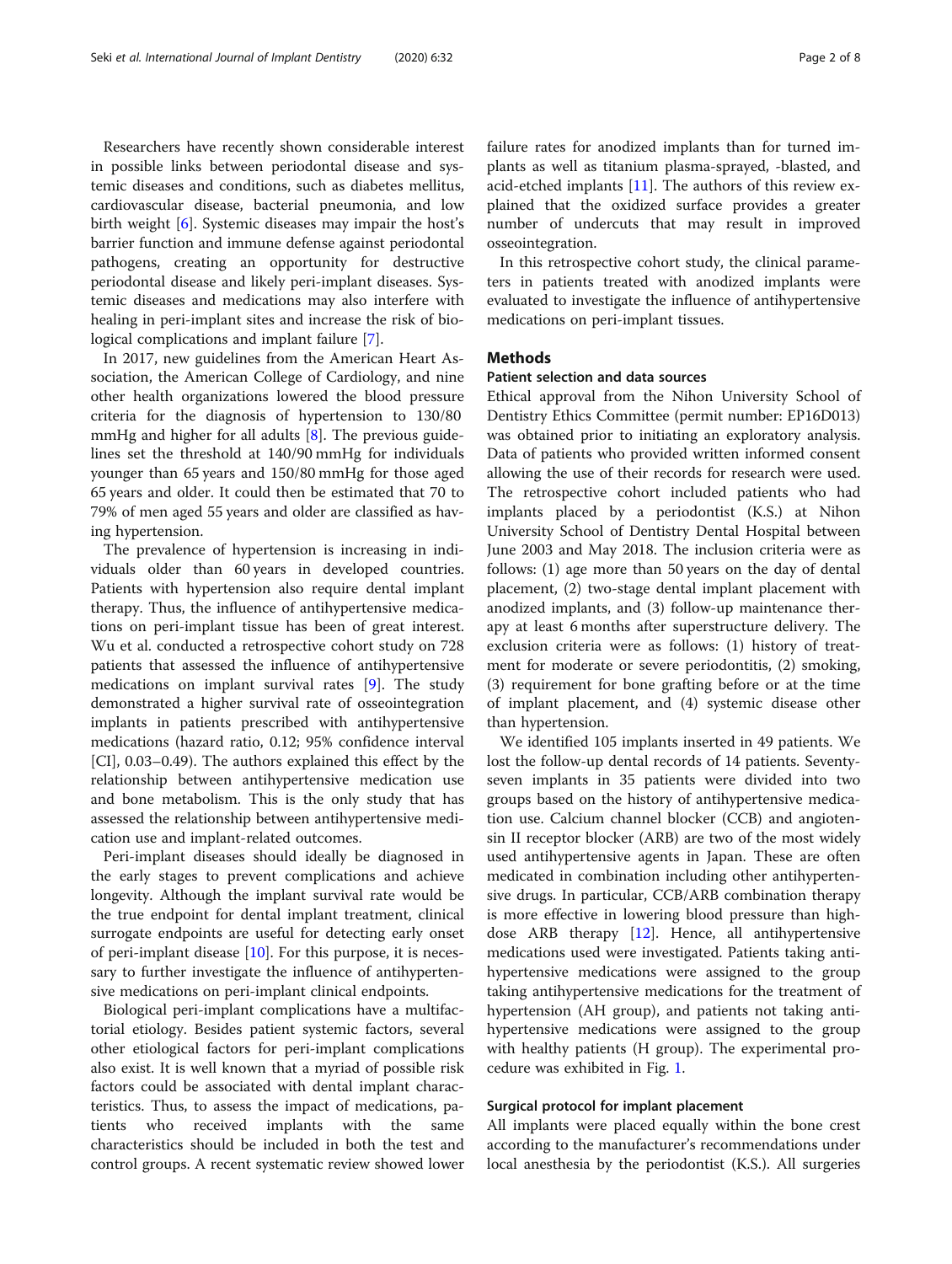Researchers have recently shown considerable interest in possible links between periodontal disease and systemic diseases and conditions, such as diabetes mellitus, cardiovascular disease, bacterial pneumonia, and low birth weight [6]. Systemic diseases may impair the host's barrier function and immune defense against periodontal pathogens, creating an opportunity for destructive periodontal disease and likely peri-implant diseases. Systemic diseases and medications may also interfere with healing in peri-implant sites and increase the risk of biological complications and implant failure [7].

In 2017, new guidelines from the American Heart Association, the American College of Cardiology, and nine other health organizations lowered the blood pressure criteria for the diagnosis of hypertension to 130/80 mmHg and higher for all adults [8]. The previous guidelines set the threshold at 140/90 mmHg for individuals younger than 65 years and 150/80 mmHg for those aged 65 years and older. It could then be estimated that 70 to 79% of men aged 55 years and older are classified as having hypertension.

The prevalence of hypertension is increasing in individuals older than 60 years in developed countries. Patients with hypertension also require dental implant therapy. Thus, the influence of antihypertensive medications on peri-implant tissue has been of great interest. Wu et al. conducted a retrospective cohort study on 728 patients that assessed the influence of antihypertensive medications on implant survival rates [9]. The study demonstrated a higher survival rate of osseointegration implants in patients prescribed with antihypertensive medications (hazard ratio, 0.12; 95% confidence interval [CI], 0.03–0.49). The authors explained this effect by the relationship between antihypertensive medication use and bone metabolism. This is the only study that has assessed the relationship between antihypertensive medication use and implant-related outcomes.

Peri-implant diseases should ideally be diagnosed in the early stages to prevent complications and achieve longevity. Although the implant survival rate would be the true endpoint for dental implant treatment, clinical surrogate endpoints are useful for detecting early onset of peri-implant disease [10]. For this purpose, it is necessary to further investigate the influence of antihypertensive medications on peri-implant clinical endpoints.

Biological peri-implant complications have a multifactorial etiology. Besides patient systemic factors, several other etiological factors for peri-implant complications also exist. It is well known that a myriad of possible risk factors could be associated with dental implant characteristics. Thus, to assess the impact of medications, patients who received implants with the same characteristics should be included in both the test and control groups. A recent systematic review showed lower failure rates for anodized implants than for turned implants as well as titanium plasma-sprayed, -blasted, and acid-etched implants [11]. The authors of this review explained that the oxidized surface provides a greater number of undercuts that may result in improved osseointegration.

In this retrospective cohort study, the clinical parameters in patients treated with anodized implants were evaluated to investigate the influence of antihypertensive medications on peri-implant tissues.

## Methods

### Patient selection and data sources

Ethical approval from the Nihon University School of Dentistry Ethics Committee (permit number: EP16D013) was obtained prior to initiating an exploratory analysis. Data of patients who provided written informed consent allowing the use of their records for research were used. The retrospective cohort included patients who had implants placed by a periodontist (K.S.) at Nihon University School of Dentistry Dental Hospital between June 2003 and May 2018. The inclusion criteria were as follows: (1) age more than 50 years on the day of dental placement, (2) two-stage dental implant placement with anodized implants, and (3) follow-up maintenance therapy at least 6 months after superstructure delivery. The exclusion criteria were as follows: (1) history of treatment for moderate or severe periodontitis, (2) smoking, (3) requirement for bone grafting before or at the time of implant placement, and (4) systemic disease other than hypertension.

We identified 105 implants inserted in 49 patients. We lost the follow-up dental records of 14 patients. Seventy-seven implants in 35 patients were divided into two groups based on the history of antihypertensive medication use. Calcium channel blocker (CCB) and angiotensin II receptor blocker (ARB) are two of the most widely used antihypertensive agents in Japan. These are often medicated in combination including other antihypertensive drugs. In particular, CCB/ARB combination therapy is more effective in lowering blood pressure than high-dose ARB therapy [12]. Hence, all antihypertensive medications used were investigated. Patients taking antihypertensive medications were assigned to the group taking antihypertensive medications for the treatment of hypertension (AH group), and patients not taking antihypertensive medications were assigned to the group with healthy patients (H group). The experimental procedure was exhibited in Fig. 1.

### Surgical protocol for implant placement

All implants were placed equally within the bone crest according to the manufacturer's recommendations under local anesthesia by the periodontist (K.S.). All surgeries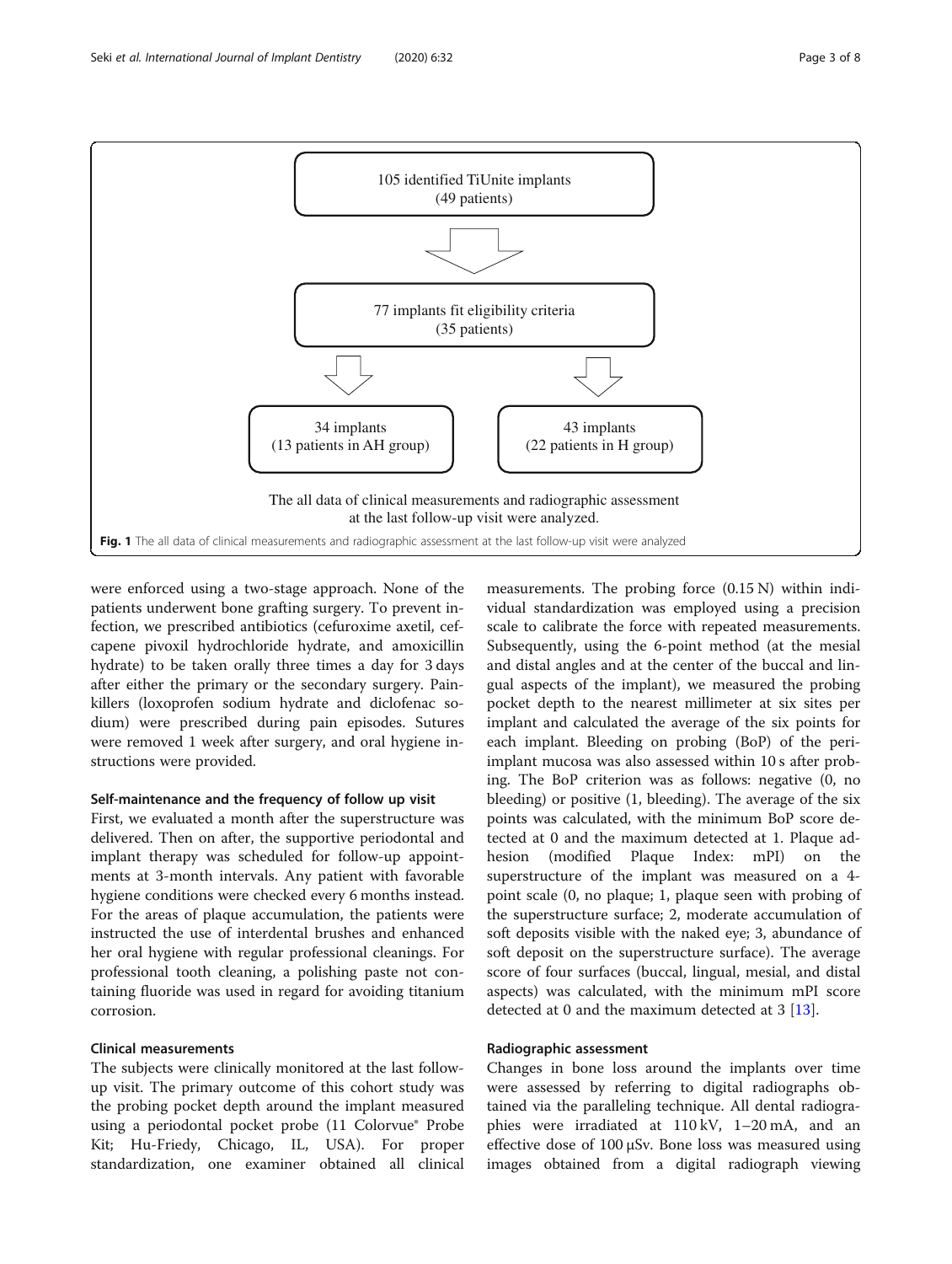105 identified TiUnite implants
(49 patients)

77 implants fit eligibility criteria
(35 patients)

34 implants
(13 patients in AH group)

43 implants
(22 patients in H group)

The all data of clinical measurements and radiographic assessment
at the last follow-up visit were analyzed.

**Fig. 1** The all data of clinical measurements and radiographic assessment at the last follow-up visit were analyzed

were enforced using a two-stage approach. None of the patients underwent bone grafting surgery. To prevent infection, we prescribed antibiotics (cefuroxime axetil, cefcapene pivoxil hydrochloride hydrate, and amoxicillin hydrate) to be taken orally three times a day for 3 days after either the primary or the secondary surgery. Painkillers (loxoprofen sodium hydrate and diclofenac sodium) were prescribed during pain episodes. Sutures were removed 1 week after surgery, and oral hygiene instructions were provided.

### Self-maintenance and the frequency of follow up visit

First, we evaluated a month after the superstructure was delivered. Then on after, the supportive periodontal and implant therapy was scheduled for follow-up appointments at 3-month intervals. Any patient with favorable hygiene conditions were checked every 6 months instead. For the areas of plaque accumulation, the patients were instructed the use of interdental brushes and enhanced her oral hygiene with regular professional cleanings. For professional tooth cleaning, a polishing paste not containing fluoride was used in regard for avoiding titanium corrosion.

### Clinical measurements

The subjects were clinically monitored at the last follow-up visit. The primary outcome of this cohort study was the probing pocket depth around the implant measured using a periodontal pocket probe (11 Colorvue® Probe Kit; Hu-Friedy, Chicago, IL, USA). For proper standardization, one examiner obtained all clinical measurements. The probing force (0.15 N) within individual standardization was employed using a precision scale to calibrate the force with repeated measurements. Subsequently, using the 6-point method (at the mesial and distal angles and at the center of the buccal and lingual aspects of the implant), we measured the probing pocket depth to the nearest millimeter at six sites per implant and calculated the average of the six points for each implant. Bleeding on probing (BoP) of the peri-implant mucosa was also assessed within 10 s after probing. The BoP criterion was as follows: negative (0, no bleeding) or positive (1, bleeding). The average of the six points was calculated, with the minimum BoP score detected at 0 and the maximum detected at 1. Plaque adhesion (modified Plaque Index: mPI) on the superstructure of the implant was measured on a 4-point scale (0, no plaque; 1, plaque seen with probing of the superstructure surface; 2, moderate accumulation of soft deposits visible with the naked eye; 3, abundance of soft deposit on the superstructure surface). The average score of four surfaces (buccal, lingual, mesial, and distal aspects) was calculated, with the minimum mPI score detected at 0 and the maximum detected at 3 [13].

### Radiographic assessment

Changes in bone loss around the implants over time were assessed by referring to digital radiographs obtained via the paralleling technique. All dental radiographies were irradiated at 110 kV, 1–20 mA, and an effective dose of 100 μSv. Bone loss was measured using images obtained from a digital radiograph viewing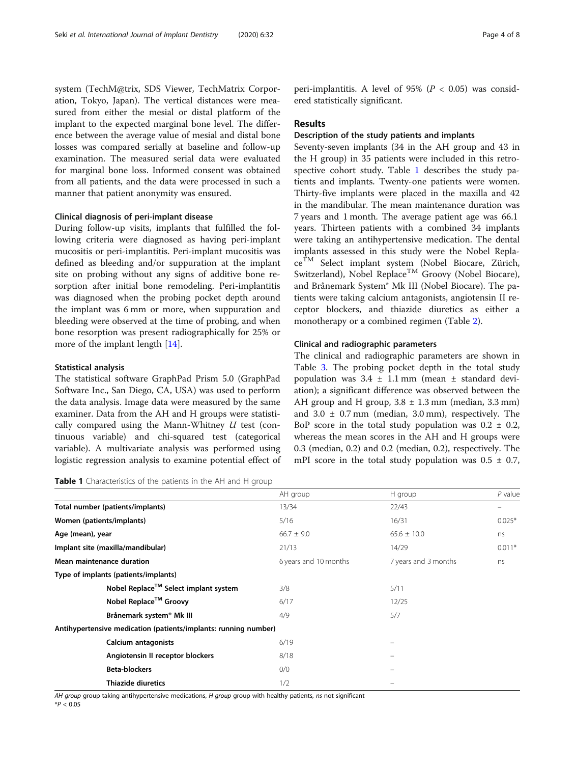system (TechM@trix, SDS Viewer, TechMatrix Corporation, Tokyo, Japan). The vertical distances were measured from either the mesial or distal platform of the implant to the expected marginal bone level. The difference between the average value of mesial and distal bone losses was compared serially at baseline and follow-up examination. The measured serial data were evaluated for marginal bone loss. Informed consent was obtained from all patients, and the data were processed in such a manner that patient anonymity was ensured.

### Clinical diagnosis of peri-implant disease

During follow-up visits, implants that fulfilled the following criteria were diagnosed as having peri-implant mucositis or peri-implantitis. Peri-implant mucositis was defined as bleeding and/or suppuration at the implant site on probing without any signs of additive bone resorption after initial bone remodeling. Peri-implantitis was diagnosed when the probing pocket depth around the implant was 6 mm or more, when suppuration and bleeding were observed at the time of probing, and when bone resorption was present radiographically for 25% or more of the implant length [14].

### Statistical analysis

The statistical software GraphPad Prism 5.0 (GraphPad Software Inc., San Diego, CA, USA) was used to perform the data analysis. Image data were measured by the same examiner. Data from the AH and H groups were statistically compared using the Mann-Whitney *U* test (continuous variable) and chi-squared test (categorical variable). A multivariate analysis was performed using logistic regression analysis to examine potential effect of peri-implantitis. A level of 95% ($P < 0.05$) was considered statistically significant.

## Results

### Description of the study patients and implants

Seventy-seven implants (34 in the AH group and 43 in the H group) in 35 patients were included in this retrospective cohort study. Table 1 describes the study patients and implants. Twenty-one patients were women. Thirty-five implants were placed in the maxilla and 42 in the mandibular. The mean maintenance duration was 7 years and 1 month. The average patient age was 66.1 years. Thirteen patients with a combined 34 implants were taking an antihypertensive medication. The dental implants assessed in this study were the Nobel Replace$^{TM}$ Select implant system (Nobel Biocare, Zürich, Switzerland), Nobel Replace$^{TM}$ Groovy (Nobel Biocare), and Brånemark System® Mk III (Nobel Biocare). The patients were taking calcium antagonists, angiotensin II receptor blockers, and thiazide diuretics as either a monotherapy or a combined regimen (Table 2).

### Clinical and radiographic parameters

The clinical and radiographic parameters are shown in Table 3. The probing pocket depth in the total study population was 3.4 ± 1.1 mm (mean ± standard deviation); a significant difference was observed between the AH group and H group, 3.8 ± 1.3 mm (median, 3.3 mm) and 3.0 ± 0.7 mm (median, 3.0 mm), respectively. The BoP score in the total study population was 0.2 ± 0.2, whereas the mean scores in the AH and H groups were 0.3 (median, 0.2) and 0.2 (median, 0.2), respectively. The mPI score in the total study population was 0.5 ± 0.7,

**Table 1** Characteristics of the patients in the AH and H group

| | AH group | H group | *P* value |
|---|---|---|---|
| **Total number (patients/implants)** | 13/34 | 22/43 | – |
| **Women (patients/implants)** | 5/16 | 16/31 | 0.025* |
| **Age (mean), year** | 66.7 ± 9.0 | 65.6 ± 10.0 | ns |
| **Implant site (maxilla/mandibular)** | 21/13 | 14/29 | 0.011* |
| **Mean maintenance duration** | 6 years and 10 months | 7 years and 3 months | ns |
| **Type of implants (patients/implants)** | | | |
| **Nobel Replace$^{TM}$ Select implant system** | 3/8 | 5/11 | |
| **Nobel Replace$^{TM}$ Groovy** | 6/17 | 12/25 | |
| **Brånemark system® Mk III** | 4/9 | 5/7 | |
| **Antihypertensive medication (patients/implants: running number)** | | | |
| **Calcium antagonists** | 6/19 | – | |
| **Angiotensin II receptor blockers** | 8/18 | – | |
| **Beta-blockers** | 0/0 | – | |
| **Thiazide diuretics** | 1/2 | – | |

*AH group* group taking antihypertensive medications, *H group* group with healthy patients, *ns* not significant
*$P < 0.05$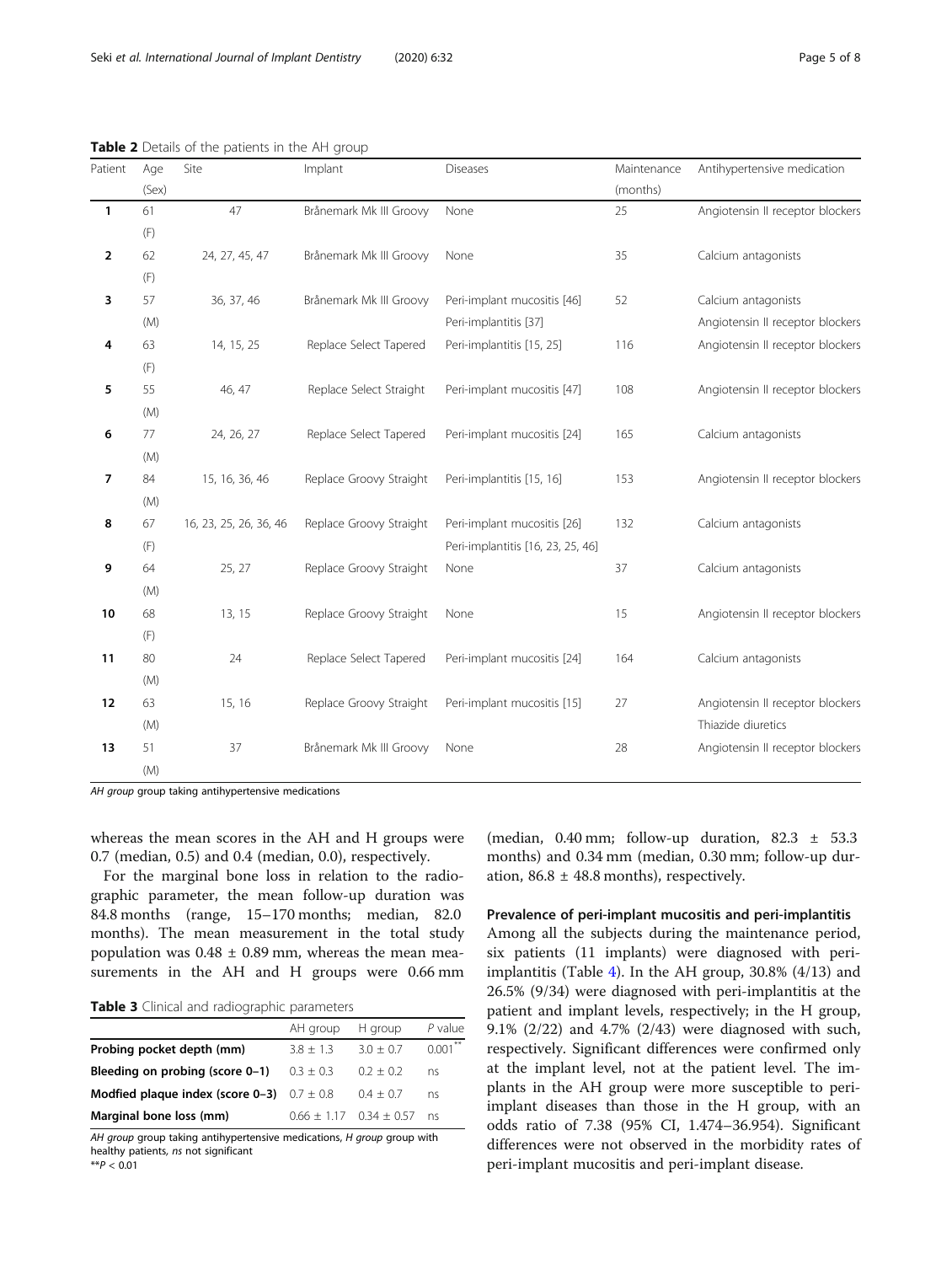**Table 2** Details of the patients in the AH group

| Patient | Age (Sex) | Site | Implant | Diseases | Maintenance (months) | Antihypertensive medication |
|---|---|---|---|---|---|---|
| **1** | 61 (F) | 47 | Brånemark Mk III Groovy | None | 25 | Angiotensin II receptor blockers |
| **2** | 62 (F) | 24, 27, 45, 47 | Brånemark Mk III Groovy | None | 35 | Calcium antagonists |
| **3** | 57 (M) | 36, 37, 46 | Brånemark Mk III Groovy | Peri-implant mucositis [46]<br>Peri-implantitis [37] | 52 | Calcium antagonists<br>Angiotensin II receptor blockers |
| **4** | 63 (F) | 14, 15, 25 | Replace Select Tapered | Peri-implantitis [15, 25] | 116 | Angiotensin II receptor blockers |
| **5** | 55 (M) | 46, 47 | Replace Select Straight | Peri-implant mucositis [47] | 108 | Angiotensin II receptor blockers |
| **6** | 77 (M) | 24, 26, 27 | Replace Select Tapered | Peri-implant mucositis [24] | 165 | Calcium antagonists |
| **7** | 84 (M) | 15, 16, 36, 46 | Replace Groovy Straight | Peri-implantitis [15, 16] | 153 | Angiotensin II receptor blockers |
| **8** | 67 (F) | 16, 23, 25, 26, 36, 46 | Replace Groovy Straight | Peri-implant mucositis [26]<br>Peri-implantitis [16, 23, 25, 46] | 132 | Calcium antagonists |
| **9** | 64 (M) | 25, 27 | Replace Groovy Straight | None | 37 | Calcium antagonists |
| **10** | 68 (F) | 13, 15 | Replace Groovy Straight | None | 15 | Angiotensin II receptor blockers |
| **11** | 80 (M) | 24 | Replace Select Tapered | Peri-implant mucositis [24] | 164 | Calcium antagonists |
| **12** | 63 (M) | 15, 16 | Replace Groovy Straight | Peri-implant mucositis [15] | 27 | Angiotensin II receptor blockers<br>Thiazide diuretics |
| **13** | 51 (M) | 37 | Brånemark Mk III Groovy | None | 28 | Angiotensin II receptor blockers |

*AH group* group taking antihypertensive medications

whereas the mean scores in the AH and H groups were 0.7 (median, 0.5) and 0.4 (median, 0.0), respectively.

For the marginal bone loss in relation to the radiographic parameter, the mean follow-up duration was 84.8 months (range, 15–170 months; median, 82.0 months). The mean measurement in the total study population was 0.48 ± 0.89 mm, whereas the mean measurements in the AH and H groups were 0.66 mm (median, 0.40 mm; follow-up duration, 82.3 ± 53.3 months) and 0.34 mm (median, 0.30 mm; follow-up duration, 86.8 ± 48.8 months), respectively.

**Table 3** Clinical and radiographic parameters

| | AH group | H group | *P* value |
|---|---|---|---|
| **Probing pocket depth (mm)** | 3.8 ± 1.3 | 3.0 ± 0.7 | 0.001** |
| **Bleeding on probing (score 0–1)** | 0.3 ± 0.3 | 0.2 ± 0.2 | ns |
| **Modfied plaque index (score 0–3)** | 0.7 ± 0.8 | 0.4 ± 0.7 | ns |
| **Marginal bone loss (mm)** | 0.66 ± 1.17 | 0.34 ± 0.57 | ns |

*AH group* group taking antihypertensive medications, *H group* group with healthy patients, *ns* not significant
$^{**}P < 0.01$

### Prevalence of peri-implant mucositis and peri-implantitis

Among all the subjects during the maintenance period, six patients (11 implants) were diagnosed with peri-implantitis (Table 4). In the AH group, 30.8% (4/13) and 26.5% (9/34) were diagnosed with peri-implantitis at the patient and implant levels, respectively; in the H group, 9.1% (2/22) and 4.7% (2/43) were diagnosed with such, respectively. Significant differences were confirmed only at the implant level, not at the patient level. The implants in the AH group were more susceptible to peri-implant diseases than those in the H group, with an odds ratio of 7.38 (95% CI, 1.474–36.954). Significant differences were not observed in the morbidity rates of peri-implant mucositis and peri-implant disease.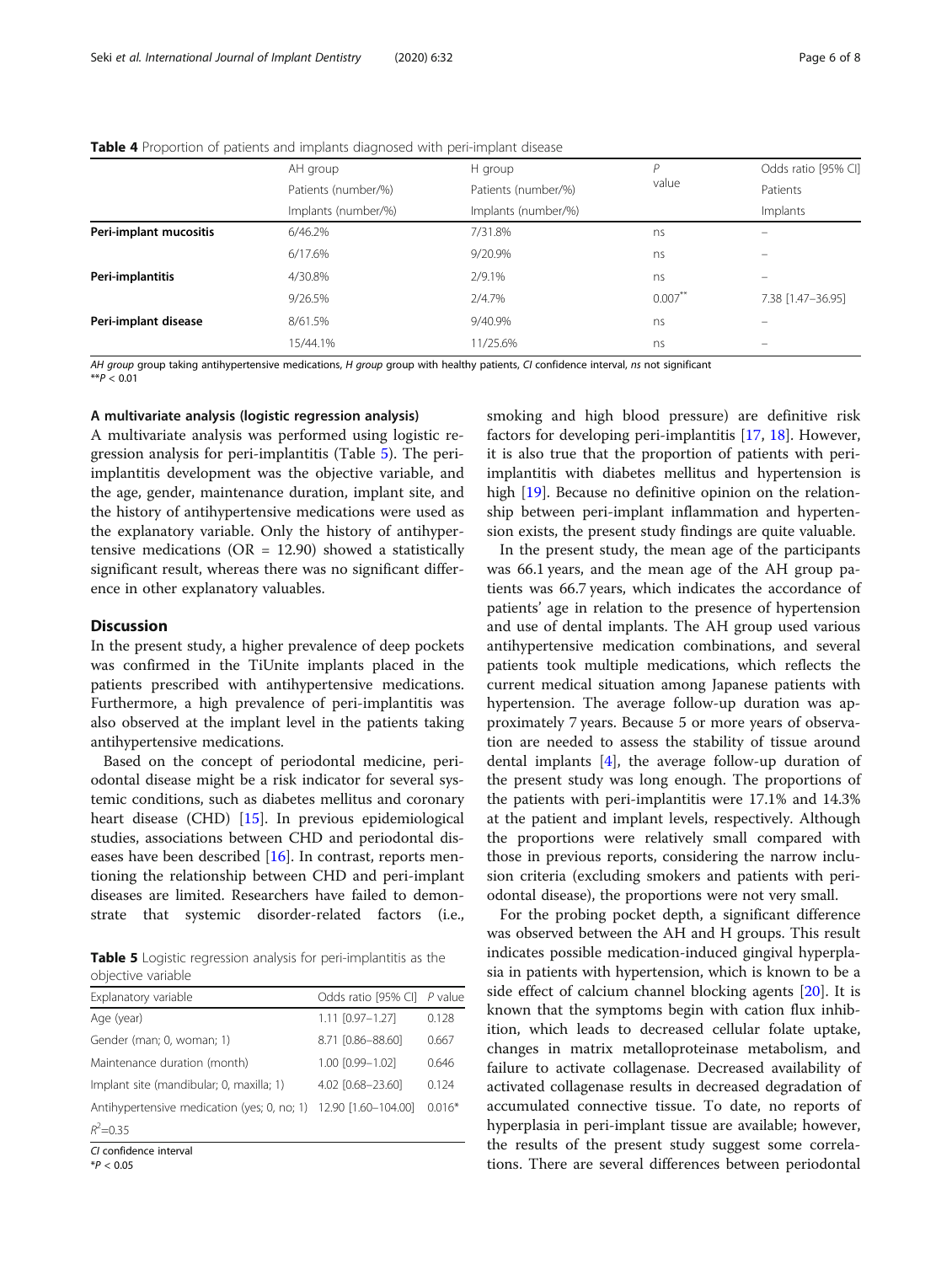**Table 4** Proportion of patients and implants diagnosed with peri-implant disease

| | AH group Patients (number/%) Implants (number/%) | H group Patients (number/%) Implants (number/%) | $P$ value | Odds ratio [95% CI] Patients Implants |
|---|---|---|---|---|
| **Peri-implant mucositis** | 6/46.2% | 7/31.8% | ns | – |
| | 6/17.6% | 9/20.9% | ns | – |
| **Peri-implantitis** | 4/30.8% | 2/9.1% | ns | – |
| | 9/26.5% | 2/4.7% | 0.007** | 7.38 [1.47–36.95] |
| **Peri-implant disease** | 8/61.5% | 9/40.9% | ns | – |
| | 15/44.1% | 11/25.6% | ns | – |

*AH group* group taking antihypertensive medications, *H group* group with healthy patients, *CI* confidence interval, *ns* not significant
**$P < 0.01$

### A multivariate analysis (logistic regression analysis)

A multivariate analysis was performed using logistic regression analysis for peri-implantitis (Table 5). The peri-implantitis development was the objective variable, and the age, gender, maintenance duration, implant site, and the history of antihypertensive medications were used as the explanatory variable. Only the history of antihypertensive medications (OR = 12.90) showed a statistically significant result, whereas there was no significant difference in other explanatory valuables.

## Discussion

In the present study, a higher prevalence of deep pockets was confirmed in the TiUnite implants placed in the patients prescribed with antihypertensive medications. Furthermore, a high prevalence of peri-implantitis was also observed at the implant level in the patients taking antihypertensive medications.

Based on the concept of periodontal medicine, periodontal disease might be a risk indicator for several systemic conditions, such as diabetes mellitus and coronary heart disease (CHD) [15]. In previous epidemiological studies, associations between CHD and periodontal diseases have been described [16]. In contrast, reports mentioning the relationship between CHD and peri-implant diseases are limited. Researchers have failed to demonstrate that systemic disorder-related factors (i.e., smoking and high blood pressure) are definitive risk factors for developing peri-implantitis [17, 18]. However, it is also true that the proportion of patients with peri-implantitis with diabetes mellitus and hypertension is high [19]. Because no definitive opinion on the relationship between peri-implant inflammation and hypertension exists, the present study findings are quite valuable.

**Table 5** Logistic regression analysis for peri-implantitis as the objective variable

| Explanatory variable | Odds ratio [95% CI] | $P$ value |
|---|---|---|
| Age (year) | 1.11 [0.97–1.27] | 0.128 |
| Gender (man; 0, woman; 1) | 8.71 [0.86–88.60] | 0.667 |
| Maintenance duration (month) | 1.00 [0.99–1.02] | 0.646 |
| Implant site (mandibular; 0, maxilla; 1) | 4.02 [0.68–23.60] | 0.124 |
| Antihypertensive medication (yes; 0, no; 1) | 12.90 [1.60–104.00] | 0.016* |
| $R^2$=0.35 | | |

*CI* confidence interval
*$P < 0.05$

In the present study, the mean age of the participants was 66.1 years, and the mean age of the AH group patients was 66.7 years, which indicates the accordance of patients' age in relation to the presence of hypertension and use of dental implants. The AH group used various antihypertensive medication combinations, and several patients took multiple medications, which reflects the current medical situation among Japanese patients with hypertension. The average follow-up duration was approximately 7 years. Because 5 or more years of observation are needed to assess the stability of tissue around dental implants [4], the average follow-up duration of the present study was long enough. The proportions of the patients with peri-implantitis were 17.1% and 14.3% at the patient and implant levels, respectively. Although the proportions were relatively small compared with those in previous reports, considering the narrow inclusion criteria (excluding smokers and patients with periodontal disease), the proportions were not very small.

For the probing pocket depth, a significant difference was observed between the AH and H groups. This result indicates possible medication-induced gingival hyperplasia in patients with hypertension, which is known to be a side effect of calcium channel blocking agents [20]. It is known that the symptoms begin with cation flux inhibition, which leads to decreased cellular folate uptake, changes in matrix metalloproteinase metabolism, and failure to activate collagenase. Decreased availability of activated collagenase results in decreased degradation of accumulated connective tissue. To date, no reports of hyperplasia in peri-implant tissue are available; however, the results of the present study suggest some correlations. There are several differences between periodontal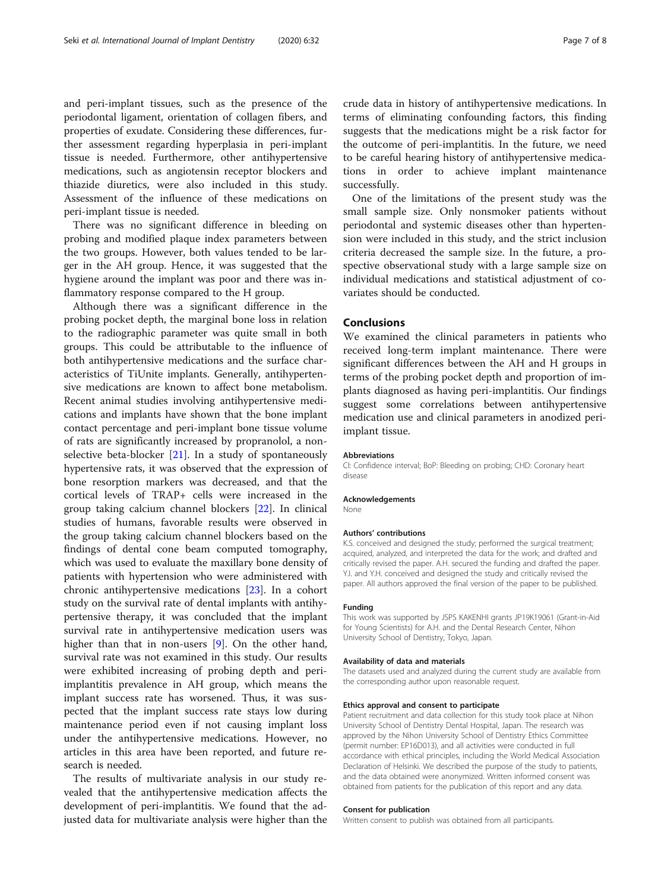and peri-implant tissues, such as the presence of the periodontal ligament, orientation of collagen fibers, and properties of exudate. Considering these differences, further assessment regarding hyperplasia in peri-implant tissue is needed. Furthermore, other antihypertensive medications, such as angiotensin receptor blockers and thiazide diuretics, were also included in this study. Assessment of the influence of these medications on peri-implant tissue is needed.

There was no significant difference in bleeding on probing and modified plaque index parameters between the two groups. However, both values tended to be larger in the AH group. Hence, it was suggested that the hygiene around the implant was poor and there was inflammatory response compared to the H group.

Although there was a significant difference in the probing pocket depth, the marginal bone loss in relation to the radiographic parameter was quite small in both groups. This could be attributable to the influence of both antihypertensive medications and the surface characteristics of TiUnite implants. Generally, antihypertensive medications are known to affect bone metabolism. Recent animal studies involving antihypertensive medications and implants have shown that the bone implant contact percentage and peri-implant bone tissue volume of rats are significantly increased by propranolol, a nonselective beta-blocker [21]. In a study of spontaneously hypertensive rats, it was observed that the expression of bone resorption markers was decreased, and that the cortical levels of TRAP+ cells were increased in the group taking calcium channel blockers [22]. In clinical studies of humans, favorable results were observed in the group taking calcium channel blockers based on the findings of dental cone beam computed tomography, which was used to evaluate the maxillary bone density of patients with hypertension who were administered with chronic antihypertensive medications [23]. In a cohort study on the survival rate of dental implants with antihypertensive therapy, it was concluded that the implant survival rate in antihypertensive medication users was higher than that in non-users [9]. On the other hand, survival rate was not examined in this study. Our results were exhibited increasing of probing depth and peri-implantitis prevalence in AH group, which means the implant success rate has worsened. Thus, it was suspected that the implant success rate stays low during maintenance period even if not causing implant loss under the antihypertensive medications. However, no articles in this area have been reported, and future research is needed.

The results of multivariate analysis in our study revealed that the antihypertensive medication affects the development of peri-implantitis. We found that the adjusted data for multivariate analysis were higher than the crude data in history of antihypertensive medications. In terms of eliminating confounding factors, this finding suggests that the medications might be a risk factor for the outcome of peri-implantitis. In the future, we need to be careful hearing history of antihypertensive medications in order to achieve implant maintenance successfully.

One of the limitations of the present study was the small sample size. Only nonsmoker patients without periodontal and systemic diseases other than hypertension were included in this study, and the strict inclusion criteria decreased the sample size. In the future, a prospective observational study with a large sample size on individual medications and statistical adjustment of covariates should be conducted.

## Conclusions

We examined the clinical parameters in patients who received long-term implant maintenance. There were significant differences between the AH and H groups in terms of the probing pocket depth and proportion of implants diagnosed as having peri-implantitis. Our findings suggest some correlations between antihypertensive medication use and clinical parameters in anodized peri-implant tissue.

#### Abbreviations

CI: Confidence interval; BoP: Bleeding on probing; CHD: Coronary heart disease

#### Acknowledgements

None

#### Authors' contributions

K.S. conceived and designed the study; performed the surgical treatment; acquired, analyzed, and interpreted the data for the work; and drafted and critically revised the paper. A.H. secured the funding and drafted the paper. Y.I. and Y.H. conceived and designed the study and critically revised the paper. All authors approved the final version of the paper to be published.

#### Funding

This work was supported by JSPS KAKENHI grants JP19K19061 (Grant-in-Aid for Young Scientists) for A.H. and the Dental Research Center, Nihon University School of Dentistry, Tokyo, Japan.

#### Availability of data and materials

The datasets used and analyzed during the current study are available from the corresponding author upon reasonable request.

#### Ethics approval and consent to participate

Patient recruitment and data collection for this study took place at Nihon University School of Dentistry Dental Hospital, Japan. The research was approved by the Nihon University School of Dentistry Ethics Committee (permit number: EP16D013), and all activities were conducted in full accordance with ethical principles, including the World Medical Association Declaration of Helsinki. We described the purpose of the study to patients, and the data obtained were anonymized. Written informed consent was obtained from patients for the publication of this report and any data.

#### Consent for publication

Written consent to publish was obtained from all participants.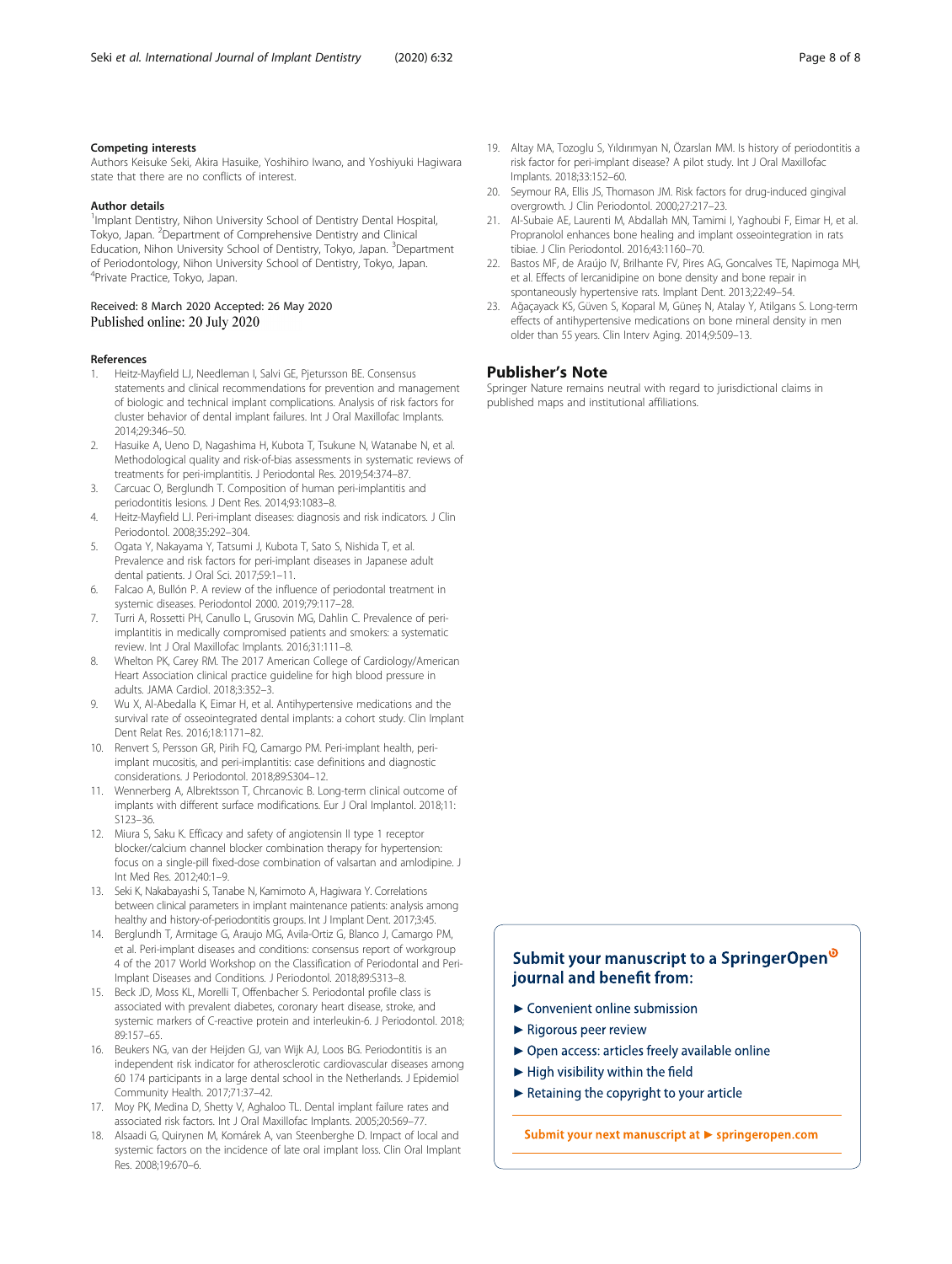#### Competing interests

Authors Keisuke Seki, Akira Hasuike, Yoshihiro Iwano, and Yoshiyuki Hagiwara state that there are no conflicts of interest.

#### Author details

[1]Implant Dentistry, Nihon University School of Dentistry Dental Hospital, Tokyo, Japan. [2]Department of Comprehensive Dentistry and Clinical Education, Nihon University School of Dentistry, Tokyo, Japan. [3]Department of Periodontology, Nihon University School of Dentistry, Tokyo, Japan. [4]Private Practice, Tokyo, Japan.

Received: 8 March 2020 Accepted: 26 May 2020
Published online: 20 July 2020

#### References

1. Heitz-Mayfield LJ, Needleman I, Salvi GE, Pjetursson BE. Consensus statements and clinical recommendations for prevention and management of biologic and technical implant complications. Analysis of risk factors for cluster behavior of dental implant failures. Int J Oral Maxillofac Implants. 2014;29:346–50.
2. Hasuike A, Ueno D, Nagashima H, Kubota T, Tsukune N, Watanabe N, et al. Methodological quality and risk-of-bias assessments in systematic reviews of treatments for peri-implantitis. J Periodontal Res. 2019;54:374–87.
3. Carcuac O, Berglundh T. Composition of human peri-implantitis and periodontitis lesions. J Dent Res. 2014;93:1083–8.
4. Heitz-Mayfield LJ. Peri-implant diseases: diagnosis and risk indicators. J Clin Periodontol. 2008;35:292–304.
5. Ogata Y, Nakayama Y, Tatsumi J, Kubota T, Sato S, Nishida T, et al. Prevalence and risk factors for peri-implant diseases in Japanese adult dental patients. J Oral Sci. 2017;59:1–11.
6. Falcao A, Bullón P. A review of the influence of periodontal treatment in systemic diseases. Periodontol 2000. 2019;79:117–28.
7. Turri A, Rossetti PH, Canullo L, Grusovin MG, Dahlin C. Prevalence of peri-implantitis in medically compromised patients and smokers: a systematic review. Int J Oral Maxillofac Implants. 2016;31:111–8.
8. Whelton PK, Carey RM. The 2017 American College of Cardiology/American Heart Association clinical practice guideline for high blood pressure in adults. JAMA Cardiol. 2018;3:352–3.
9. Wu X, Al-Abedalla K, Eimar H, et al. Antihypertensive medications and the survival rate of osseointegrated dental implants: a cohort study. Clin Implant Dent Relat Res. 2016;18:1171–82.
10. Renvert S, Persson GR, Pirih FQ, Camargo PM. Peri-implant health, peri-implant mucositis, and peri-implantitis: case definitions and diagnostic considerations. J Periodontol. 2018;89:S304–12.
11. Wennerberg A, Albrektsson T, Chrcanovic B. Long-term clinical outcome of implants with different surface modifications. Eur J Oral Implantol. 2018;11:S123–36.
12. Miura S, Saku K. Efficacy and safety of angiotensin II type 1 receptor blocker/calcium channel blocker combination therapy for hypertension: focus on a single-pill fixed-dose combination of valsartan and amlodipine. J Int Med Res. 2012;40:1–9.
13. Seki K, Nakabayashi S, Tanabe N, Kamimoto A, Hagiwara Y. Correlations between clinical parameters in implant maintenance patients: analysis among healthy and history-of-periodontitis groups. Int J Implant Dent. 2017;3:45.
14. Berglundh T, Armitage G, Araujo MG, Avila-Ortiz G, Blanco J, Camargo PM, et al. Peri-implant diseases and conditions: consensus report of workgroup 4 of the 2017 World Workshop on the Classification of Periodontal and Peri-Implant Diseases and Conditions. J Periodontol. 2018;89:S313–8.
15. Beck JD, Moss KL, Morelli T, Offenbacher S. Periodontal profile class is associated with prevalent diabetes, coronary heart disease, stroke, and systemic markers of C-reactive protein and interleukin-6. J Periodontol. 2018;89:157–65.
16. Beukers NG, van der Heijden GJ, van Wijk AJ, Loos BG. Periodontitis is an independent risk indicator for atherosclerotic cardiovascular diseases among 60 174 participants in a large dental school in the Netherlands. J Epidemiol Community Health. 2017;71:37–42.
17. Moy PK, Medina D, Shetty V, Aghaloo TL. Dental implant failure rates and associated risk factors. Int J Oral Maxillofac Implants. 2005;20:569–77.
18. Alsaadi G, Quirynen M, Komárek A, van Steenberghe D. Impact of local and systemic factors on the incidence of late oral implant loss. Clin Oral Implant Res. 2008;19:670–6.
19. Altay MA, Tozoglu S, Yıldırımyan N, Özarslan MM. Is history of periodontitis a risk factor for peri-implant disease? A pilot study. Int J Oral Maxillofac Implants. 2018;33:152–60.
20. Seymour RA, Ellis JS, Thomason JM. Risk factors for drug-induced gingival overgrowth. J Clin Periodontol. 2000;27:217–23.
21. Al-Subaie AE, Laurenti M, Abdallah MN, Tamimi I, Yaghoubi F, Eimar H, et al. Propranolol enhances bone healing and implant osseointegration in rats tibiae. J Clin Periodontol. 2016;43:1160–70.
22. Bastos MF, de Araújo IV, Brilhante FV, Pires AG, Goncalves TE, Napimoga MH, et al. Effects of lercanidipine on bone density and bone repair in spontaneously hypertensive rats. Implant Dent. 2013;22:49–54.
23. Ağaçayack KS, Güven S, Koparal M, Güneş N, Atalay Y, Atilgans S. Long-term effects of antihypertensive medications on bone mineral density in men older than 55 years. Clin Interv Aging. 2014;9:509–13.

## Publisher's Note

Springer Nature remains neutral with regard to jurisdictional claims in published maps and institutional affiliations.

**Submit your manuscript to a SpringerOpen journal and benefit from:**

- ► Convenient online submission
- ► Rigorous peer review
- ► Open access: articles freely available online
- ► High visibility within the field
- ► Retaining the copyright to your article

Submit your next manuscript at ► springeropen.com